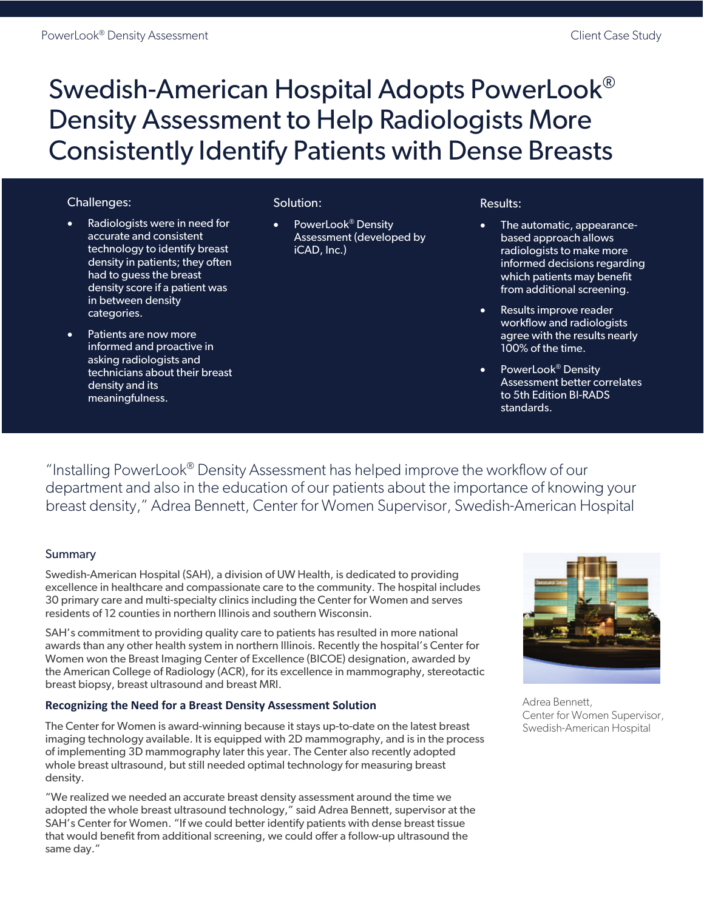# Swedish-American Hospital Adopts PowerLook® Density Assessment to Help Radiologists More Consistently Identify Patients with Dense Breasts

**Challenges:**

- Radiologists were in need for accurate and consistent technology to identify breast density in patients; they often had to guess the breast density score if a patient was in between density categories.
- Patients are now more informed and proactive in asking radiologists and technicians about their breast density and its meaningfulness.

**Solution:**

- PowerLook® Density Assessment (developed by iCAD, Inc.)

**Results:**

- The automatic, appearance-based approach allows radiologists to make more informed decisions regarding which patients may benefit from additional screening.
- Results improve reader workflow and radiologists agree with the results nearly 100% of the time.
- PowerLook® Density Assessment better correlates to 5th Edition BI-RADS standards.

"Installing PowerLook® Density Assessment has helped improve the workflow of our department and also in the education of our patients about the importance of knowing your breast density," Adrea Bennett, Center for Women Supervisor, Swedish-American Hospital

## Summary

Swedish-American Hospital (SAH), a division of UW Health, is dedicated to providing excellence in healthcare and compassionate care to the community. The hospital includes 30 primary care and multi-specialty clinics including the Center for Women and serves residents of 12 counties in northern Illinois and southern Wisconsin.

SAH's commitment to providing quality care to patients has resulted in more national awards than any other health system in northern Illinois. Recently the hospital's Center for Women won the Breast Imaging Center of Excellence (BICOE) designation, awarded by the American College of Radiology (ACR), for its excellence in mammography, stereotactic breast biopsy, breast ultrasound and breast MRI.

Adrea Bennett,
Center for Women Supervisor,
Swedish-American Hospital

### Recognizing the Need for a Breast Density Assessment Solution

The Center for Women is award-winning because it stays up-to-date on the latest breast imaging technology available. It is equipped with 2D mammography, and is in the process of implementing 3D mammography later this year. The Center also recently adopted whole breast ultrasound, but still needed optimal technology for measuring breast density.

"We realized we needed an accurate breast density assessment around the time we adopted the whole breast ultrasound technology," said Adrea Bennett, supervisor at the SAH's Center for Women. "If we could better identify patients with dense breast tissue that would benefit from additional screening, we could offer a follow-up ultrasound the same day."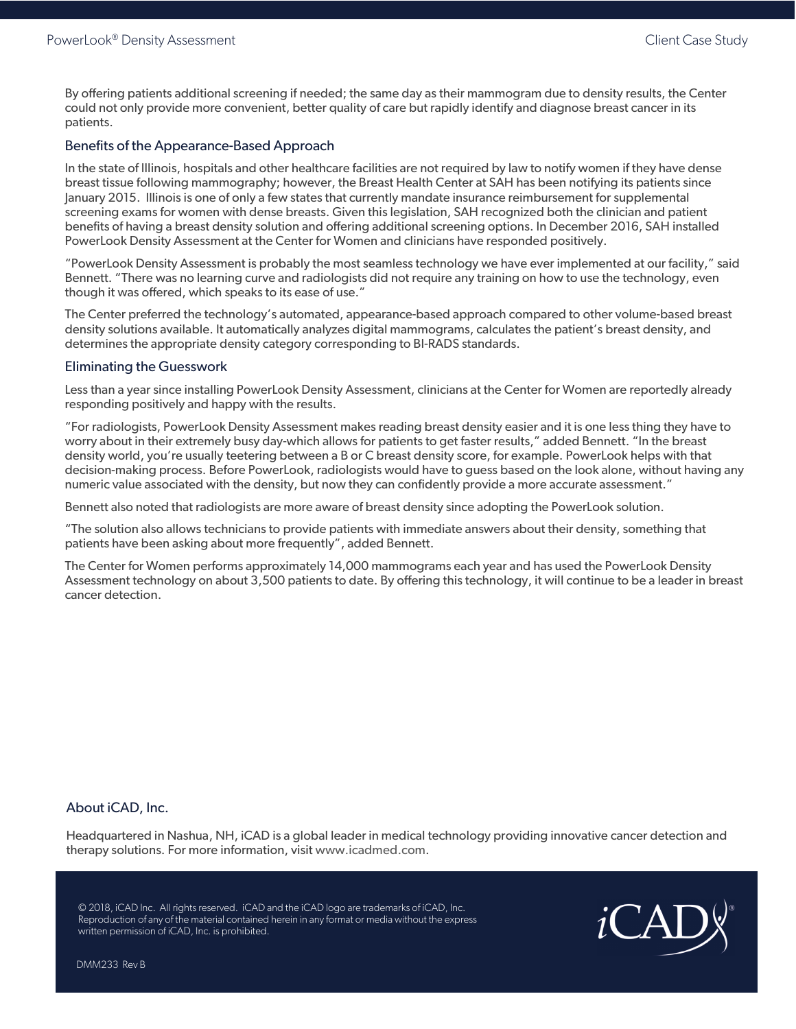By offering patients additional screening if needed; the same day as their mammogram due to density results, the Center could not only provide more convenient, better quality of care but rapidly identify and diagnose breast cancer in its patients.

## Benefits of the Appearance-Based Approach

In the state of Illinois, hospitals and other healthcare facilities are not required by law to notify women if they have dense breast tissue following mammography; however, the Breast Health Center at SAH has been notifying its patients since January 2015. Illinois is one of only a few states that currently mandate insurance reimbursement for supplemental screening exams for women with dense breasts. Given this legislation, SAH recognized both the clinician and patient benefits of having a breast density solution and offering additional screening options. In December 2016, SAH installed PowerLook Density Assessment at the Center for Women and clinicians have responded positively.

"PowerLook Density Assessment is probably the most seamless technology we have ever implemented at our facility," said Bennett. "There was no learning curve and radiologists did not require any training on how to use the technology, even though it was offered, which speaks to its ease of use."

The Center preferred the technology's automated, appearance-based approach compared to other volume-based breast density solutions available. It automatically analyzes digital mammograms, calculates the patient's breast density, and determines the appropriate density category corresponding to BI-RADS standards.

## Eliminating the Guesswork

Less than a year since installing PowerLook Density Assessment, clinicians at the Center for Women are reportedly already responding positively and happy with the results.

"For radiologists, PowerLook Density Assessment makes reading breast density easier and it is one less thing they have to worry about in their extremely busy day-which allows for patients to get faster results," added Bennett. "In the breast density world, you're usually teetering between a B or C breast density score, for example. PowerLook helps with that decision-making process. Before PowerLook, radiologists would have to guess based on the look alone, without having any numeric value associated with the density, but now they can confidently provide a more accurate assessment."

Bennett also noted that radiologists are more aware of breast density since adopting the PowerLook solution.

"The solution also allows technicians to provide patients with immediate answers about their density, something that patients have been asking about more frequently", added Bennett.

The Center for Women performs approximately 14,000 mammograms each year and has used the PowerLook Density Assessment technology on about 3,500 patients to date. By offering this technology, it will continue to be a leader in breast cancer detection.

## About iCAD, Inc.

Headquartered in Nashua, NH, iCAD is a global leader in medical technology providing innovative cancer detection and therapy solutions. For more information, visit www.icadmed.com.

© 2018, iCAD Inc. All rights reserved. iCAD and the iCAD logo are trademarks of iCAD, Inc. Reproduction of any of the material contained herein in any format or media without the express written permission of iCAD, Inc. is prohibited.

DMM233 Rev B